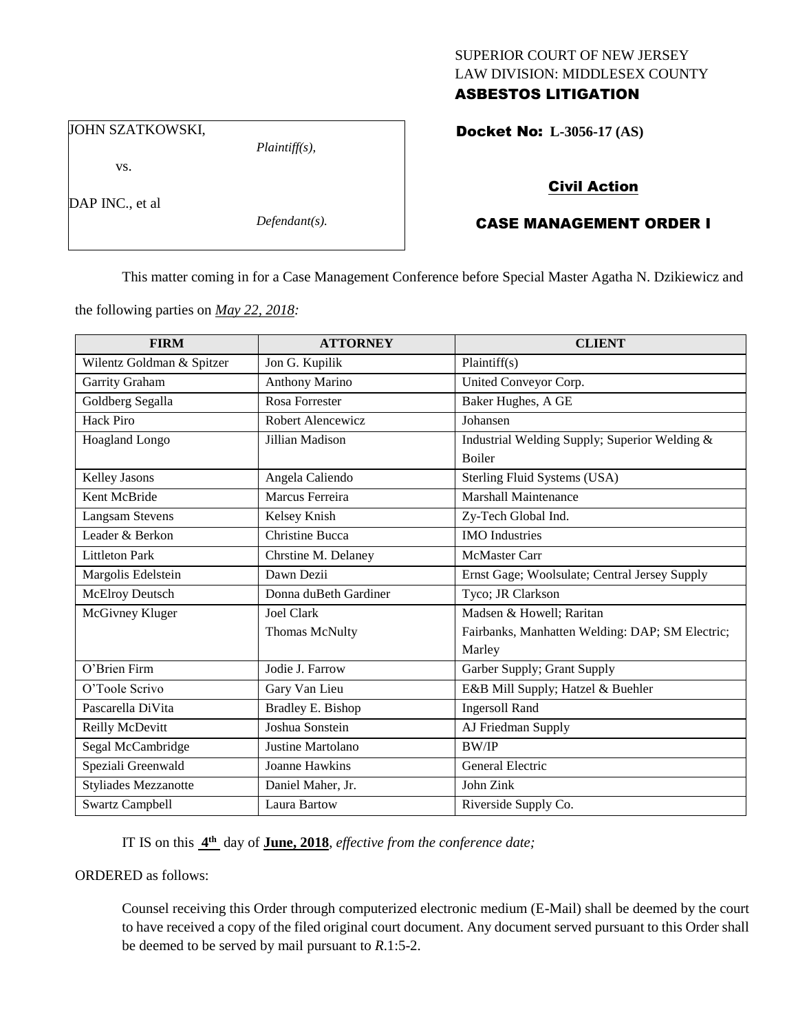SUPERIOR COURT OF NEW JERSEY
LAW DIVISION: MIDDLESEX COUNTY
**ASBESTOS LITIGATION**

JOHN SZATKOWSKI,

*Plaintiff(s),*

vs.

DAP INC., et al

*Defendant(s).*

**Docket No: L-3056-17 (AS)**

## Civil Action

## CASE MANAGEMENT ORDER I

This matter coming in for a Case Management Conference before Special Master Agatha N. Dzikiewicz and the following parties on *May 22, 2018:*

| FIRM | ATTORNEY | CLIENT |
|---|---|---|
| Wilentz Goldman & Spitzer | Jon G. Kupilik | Plaintiff(s) |
| Garrity Graham | Anthony Marino | United Conveyor Corp. |
| Goldberg Segalla | Rosa Forrester | Baker Hughes, A GE |
| Hack Piro | Robert Alencewicz | Johansen |
| Hoagland Longo | Jillian Madison | Industrial Welding Supply; Superior Welding & Boiler |
| Kelley Jasons | Angela Caliendo | Sterling Fluid Systems (USA) |
| Kent McBride | Marcus Ferreira | Marshall Maintenance |
| Langsam Stevens | Kelsey Knish | Zy-Tech Global Ind. |
| Leader & Berkon | Christine Bucca | IMO Industries |
| Littleton Park | Chrstine M. Delaney | McMaster Carr |
| Margolis Edelstein | Dawn Dezii | Ernst Gage; Woolsulate; Central Jersey Supply |
| McElroy Deutsch | Donna duBeth Gardiner | Tyco; JR Clarkson |
| McGivney Kluger | Joel Clark<br>Thomas McNulty | Madsen & Howell; Raritan Fairbanks, Manhatten Welding: DAP; SM Electric; Marley |
| O'Brien Firm | Jodie J. Farrow | Garber Supply; Grant Supply |
| O'Toole Scrivo | Gary Van Lieu | E&B Mill Supply; Hatzel & Buehler |
| Pascarella DiVita | Bradley E. Bishop | Ingersoll Rand |
| Reilly McDevitt | Joshua Sonstein | AJ Friedman Supply |
| Segal McCambridge | Justine Martolano | BW/IP |
| Speziali Greenwald | Joanne Hawkins | General Electric |
| Styliades Mezzanotte | Daniel Maher, Jr. | John Zink |
| Swartz Campbell | Laura Bartow | Riverside Supply Co. |

IT IS on this **4th** day of **June, 2018**, *effective from the conference date;*

ORDERED as follows:

Counsel receiving this Order through computerized electronic medium (E-Mail) shall be deemed by the court to have received a copy of the filed original court document. Any document served pursuant to this Order shall be deemed to be served by mail pursuant to *R*.1:5-2.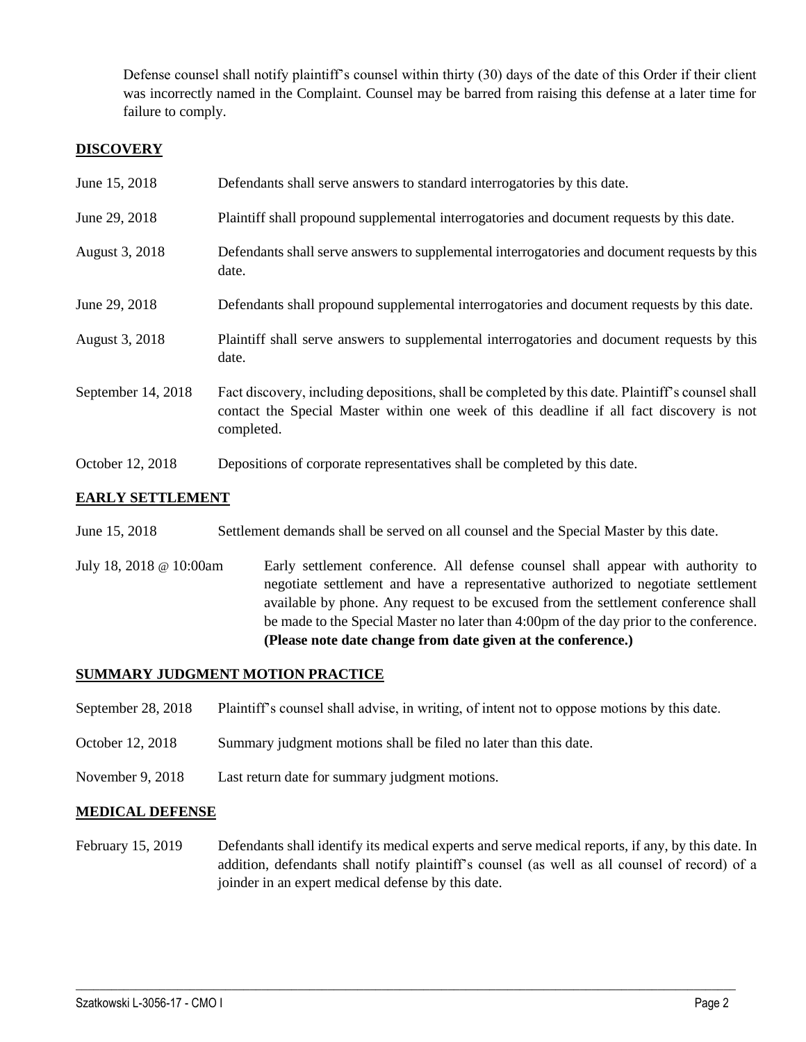Defense counsel shall notify plaintiff's counsel within thirty (30) days of the date of this Order if their client was incorrectly named in the Complaint. Counsel may be barred from raising this defense at a later time for failure to comply.

## DISCOVERY

| | |
|---|---|
| June 15, 2018 | Defendants shall serve answers to standard interrogatories by this date. |
| June 29, 2018 | Plaintiff shall propound supplemental interrogatories and document requests by this date. |
| August 3, 2018 | Defendants shall serve answers to supplemental interrogatories and document requests by this date. |
| June 29, 2018 | Defendants shall propound supplemental interrogatories and document requests by this date. |
| August 3, 2018 | Plaintiff shall serve answers to supplemental interrogatories and document requests by this date. |
| September 14, 2018 | Fact discovery, including depositions, shall be completed by this date. Plaintiff's counsel shall contact the Special Master within one week of this deadline if all fact discovery is not completed. |
| October 12, 2018 | Depositions of corporate representatives shall be completed by this date. |

## EARLY SETTLEMENT

| | |
|---|---|
| June 15, 2018 | Settlement demands shall be served on all counsel and the Special Master by this date. |
| July 18, 2018 @ 10:00am | Early settlement conference. All defense counsel shall appear with authority to negotiate settlement and have a representative authorized to negotiate settlement available by phone. Any request to be excused from the settlement conference shall be made to the Special Master no later than 4:00pm of the day prior to the conference. **(Please note date change from date given at the conference.)** |

## SUMMARY JUDGMENT MOTION PRACTICE

| | |
|---|---|
| September 28, 2018 | Plaintiff's counsel shall advise, in writing, of intent not to oppose motions by this date. |
| October 12, 2018 | Summary judgment motions shall be filed no later than this date. |
| November 9, 2018 | Last return date for summary judgment motions. |

## MEDICAL DEFENSE

| | |
|---|---|
| February 15, 2019 | Defendants shall identify its medical experts and serve medical reports, if any, by this date. In addition, defendants shall notify plaintiff's counsel (as well as all counsel of record) of a joinder in an expert medical defense by this date. |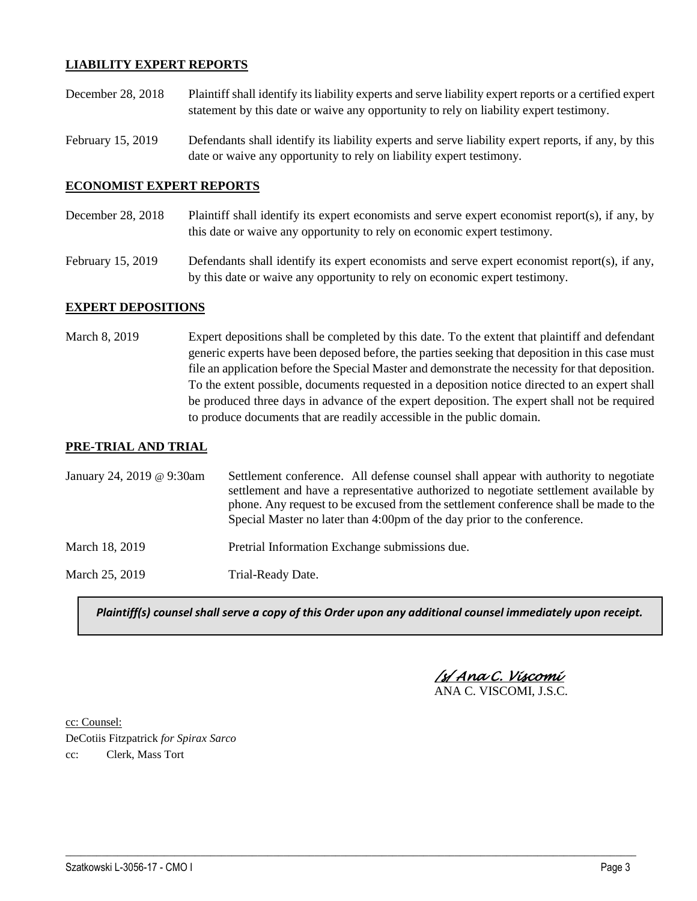**LIABILITY EXPERT REPORTS**

| | |
|---|---|
| December 28, 2018 | Plaintiff shall identify its liability experts and serve liability expert reports or a certified expert statement by this date or waive any opportunity to rely on liability expert testimony. |
| February 15, 2019 | Defendants shall identify its liability experts and serve liability expert reports, if any, by this date or waive any opportunity to rely on liability expert testimony. |

**ECONOMIST EXPERT REPORTS**

| | |
|---|---|
| December 28, 2018 | Plaintiff shall identify its expert economists and serve expert economist report(s), if any, by this date or waive any opportunity to rely on economic expert testimony. |
| February 15, 2019 | Defendants shall identify its expert economists and serve expert economist report(s), if any, by this date or waive any opportunity to rely on economic expert testimony. |

**EXPERT DEPOSITIONS**

| | |
|---|---|
| March 8, 2019 | Expert depositions shall be completed by this date. To the extent that plaintiff and defendant generic experts have been deposed before, the parties seeking that deposition in this case must file an application before the Special Master and demonstrate the necessity for that deposition. To the extent possible, documents requested in a deposition notice directed to an expert shall be produced three days in advance of the expert deposition. The expert shall not be required to produce documents that are readily accessible in the public domain. |

**PRE-TRIAL AND TRIAL**

| | |
|---|---|
| January 24, 2019 @ 9:30am | Settlement conference. All defense counsel shall appear with authority to negotiate settlement and have a representative authorized to negotiate settlement available by phone. Any request to be excused from the settlement conference shall be made to the Special Master no later than 4:00pm of the day prior to the conference. |
| March 18, 2019 | Pretrial Information Exchange submissions due. |
| March 25, 2019 | Trial-Ready Date. |

***Plaintiff(s) counsel shall serve a copy of this Order upon any additional counsel immediately upon receipt.***

*/s/ Ana C. Viscomi*
ANA C. VISCOMI, J.S.C.

cc: Counsel:
DeCotiis Fitzpatrick *for Spirax Sarco*
cc: Clerk, Mass Tort

Szatkowski L-3056-17 - CMO I